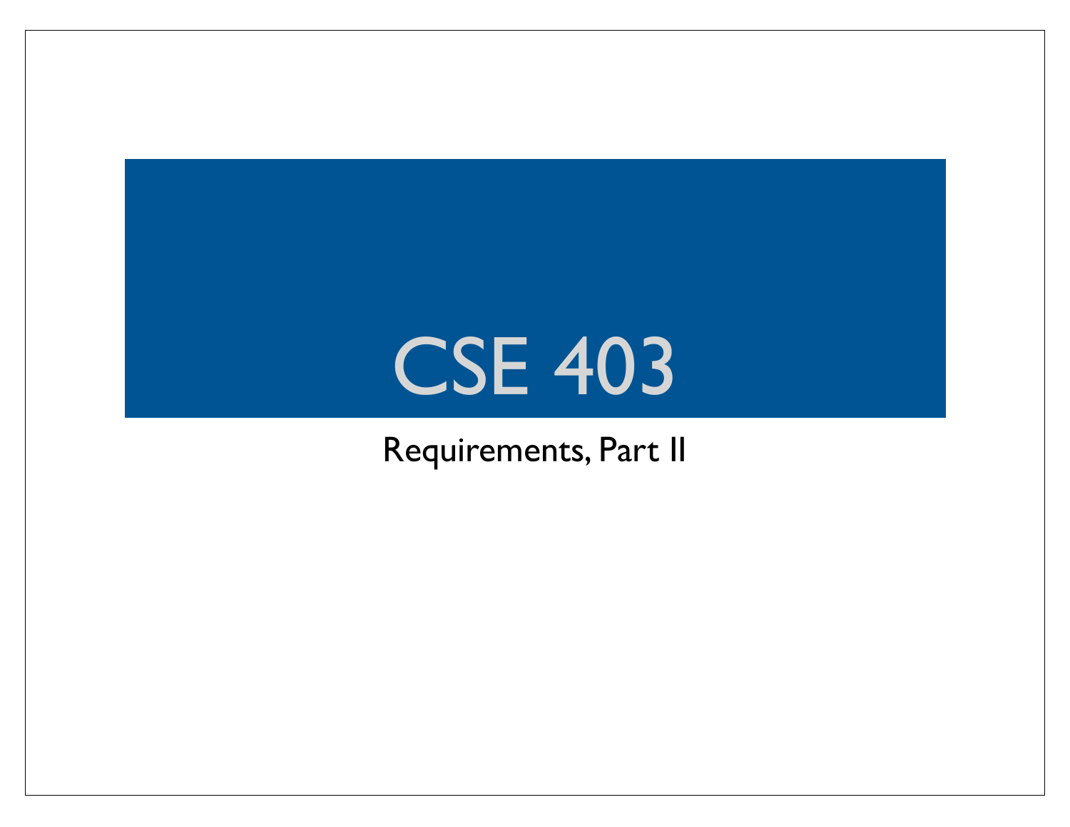# CSE 403

Requirements, Part II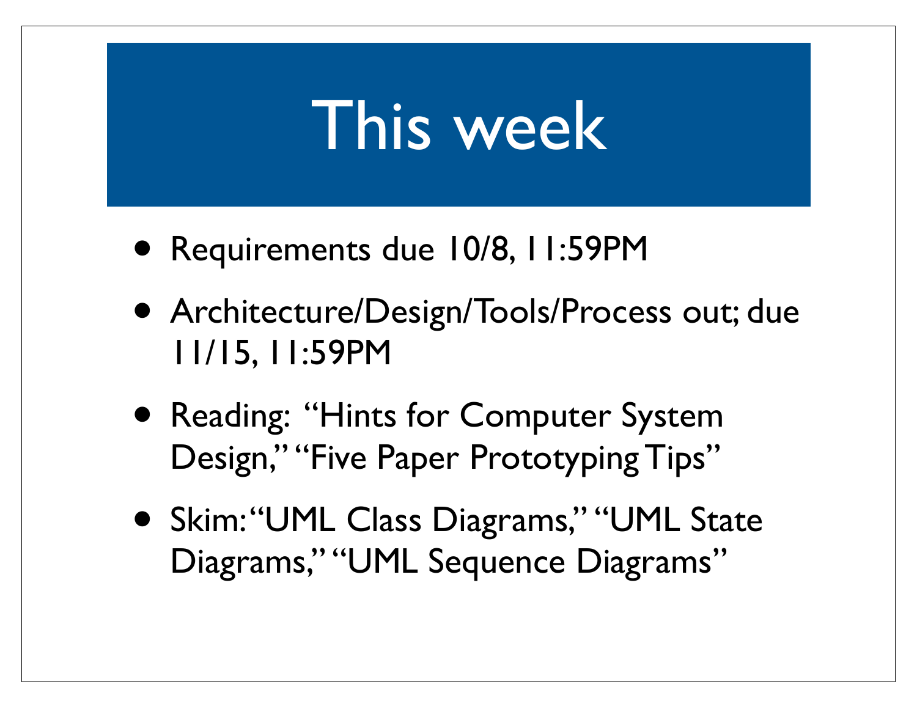# This week

- Requirements due 10/8, 11:59PM
- Architecture/Design/Tools/Process out; due 11/15, 11:59PM
- Reading: "Hints for Computer System Design," "Five Paper Prototyping Tips"
- Skim: "UML Class Diagrams," "UML State Diagrams," "UML Sequence Diagrams"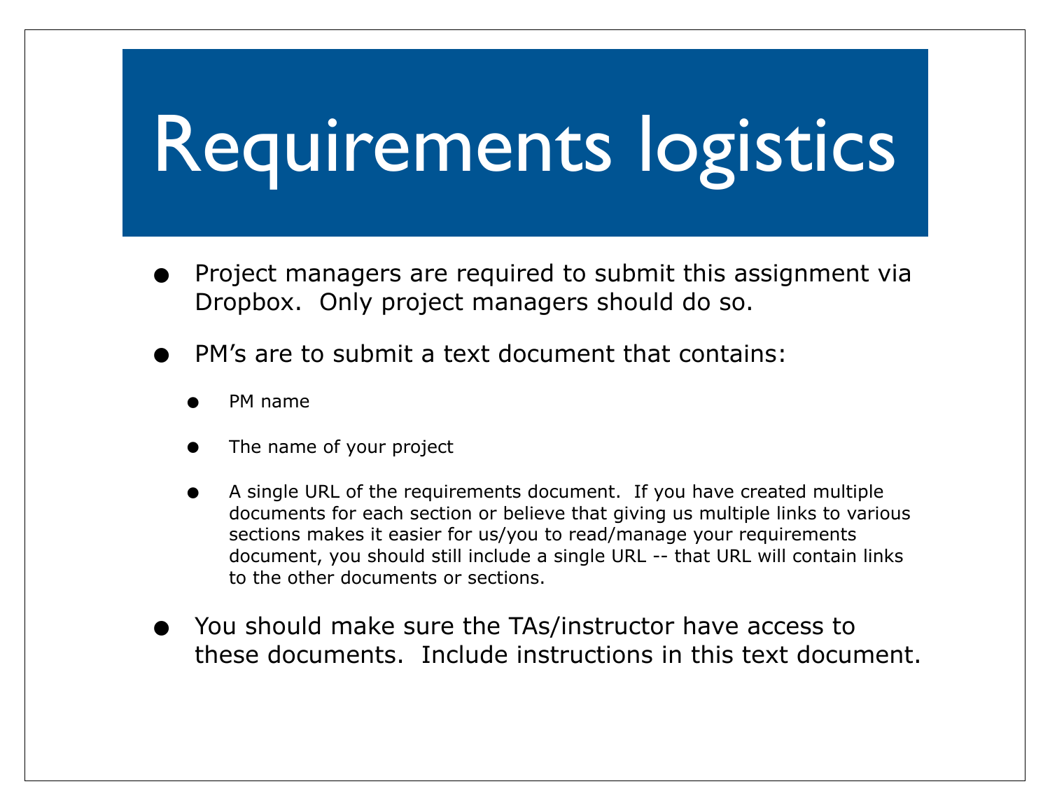# Requirements logistics

- Project managers are required to submit this assignment via Dropbox. Only project managers should do so.
- PM's are to submit a text document that contains:
  - PM name
  - The name of your project
  - A single URL of the requirements document. If you have created multiple documents for each section or believe that giving us multiple links to various sections makes it easier for us/you to read/manage your requirements document, you should still include a single URL -- that URL will contain links to the other documents or sections.
- You should make sure the TAs/instructor have access to these documents. Include instructions in this text document.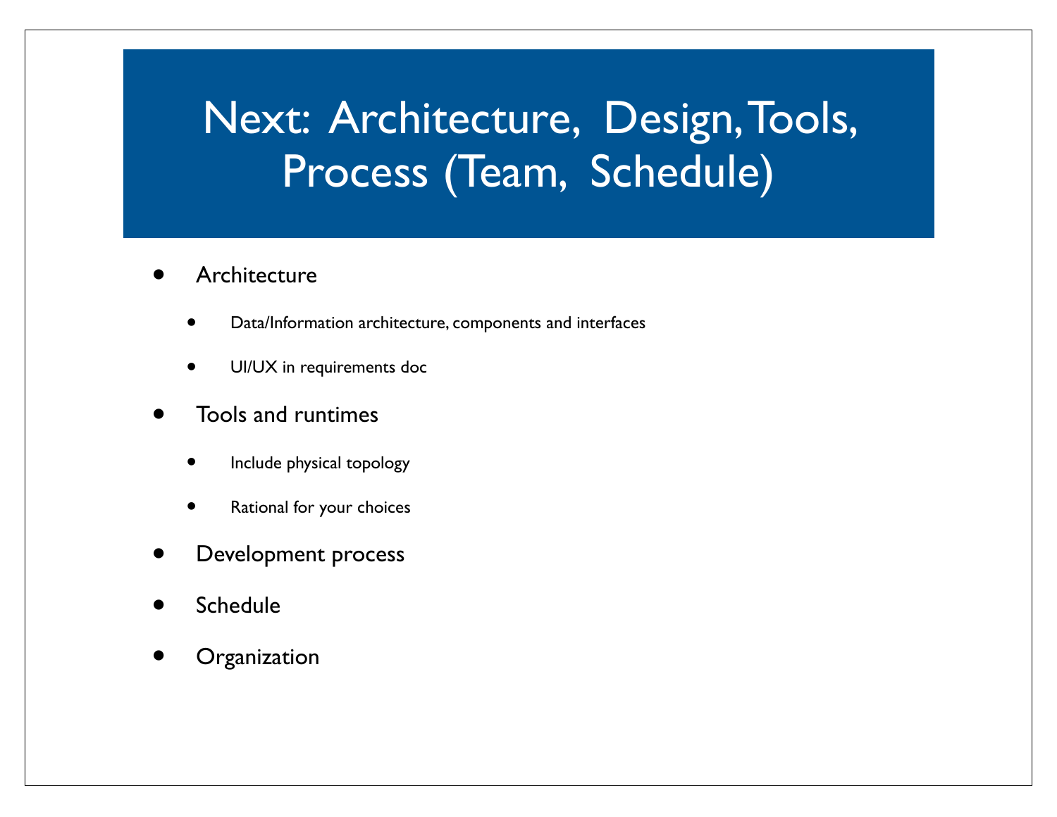# Next: Architecture, Design, Tools, Process (Team, Schedule)

- Architecture
  - Data/Information architecture, components and interfaces
  - UI/UX in requirements doc
- Tools and runtimes
  - Include physical topology
  - Rational for your choices
- Development process
- Schedule
- Organization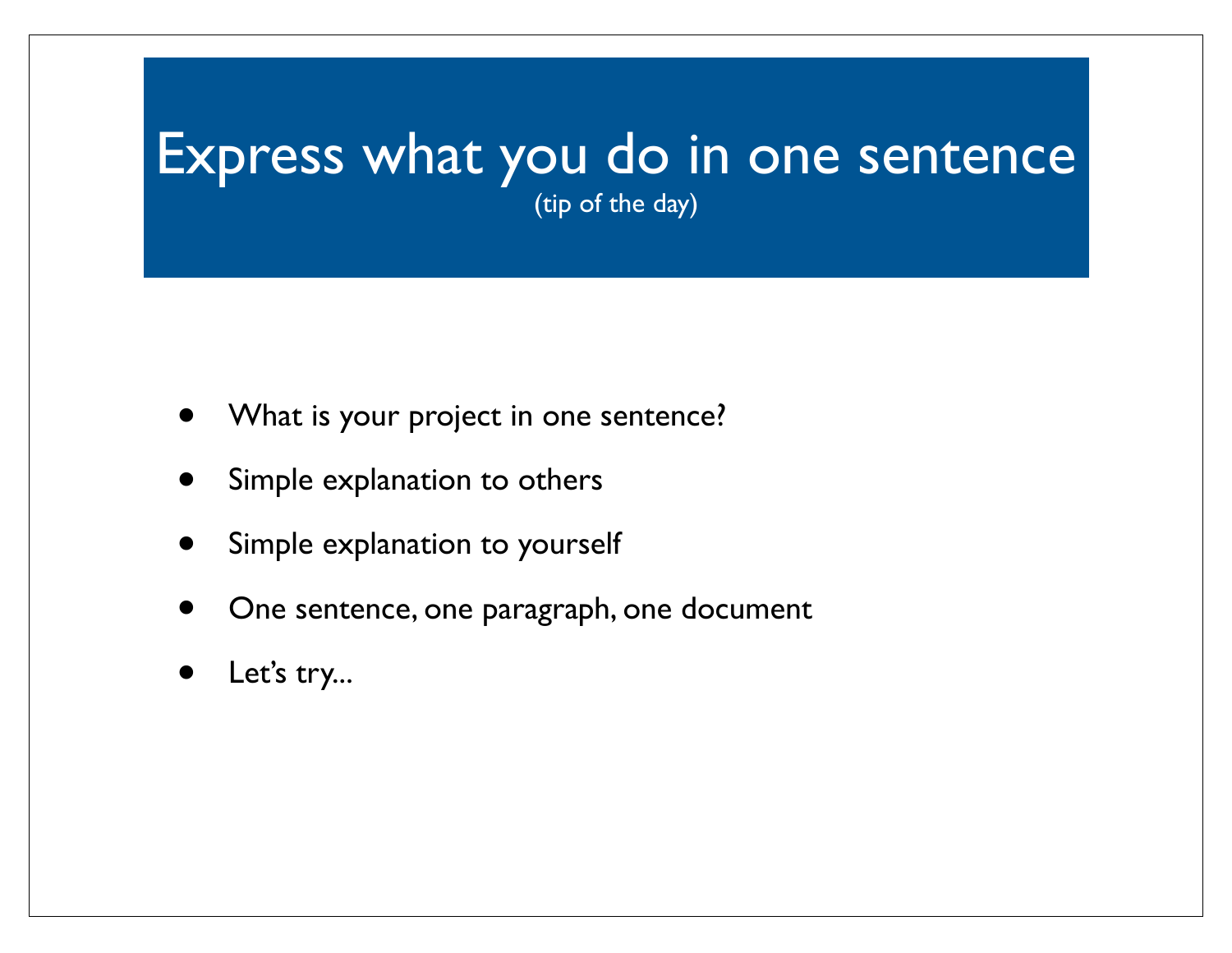# Express what you do in one sentence

(tip of the day)

- What is your project in one sentence?
- Simple explanation to others
- Simple explanation to yourself
- One sentence, one paragraph, one document
- Let's try...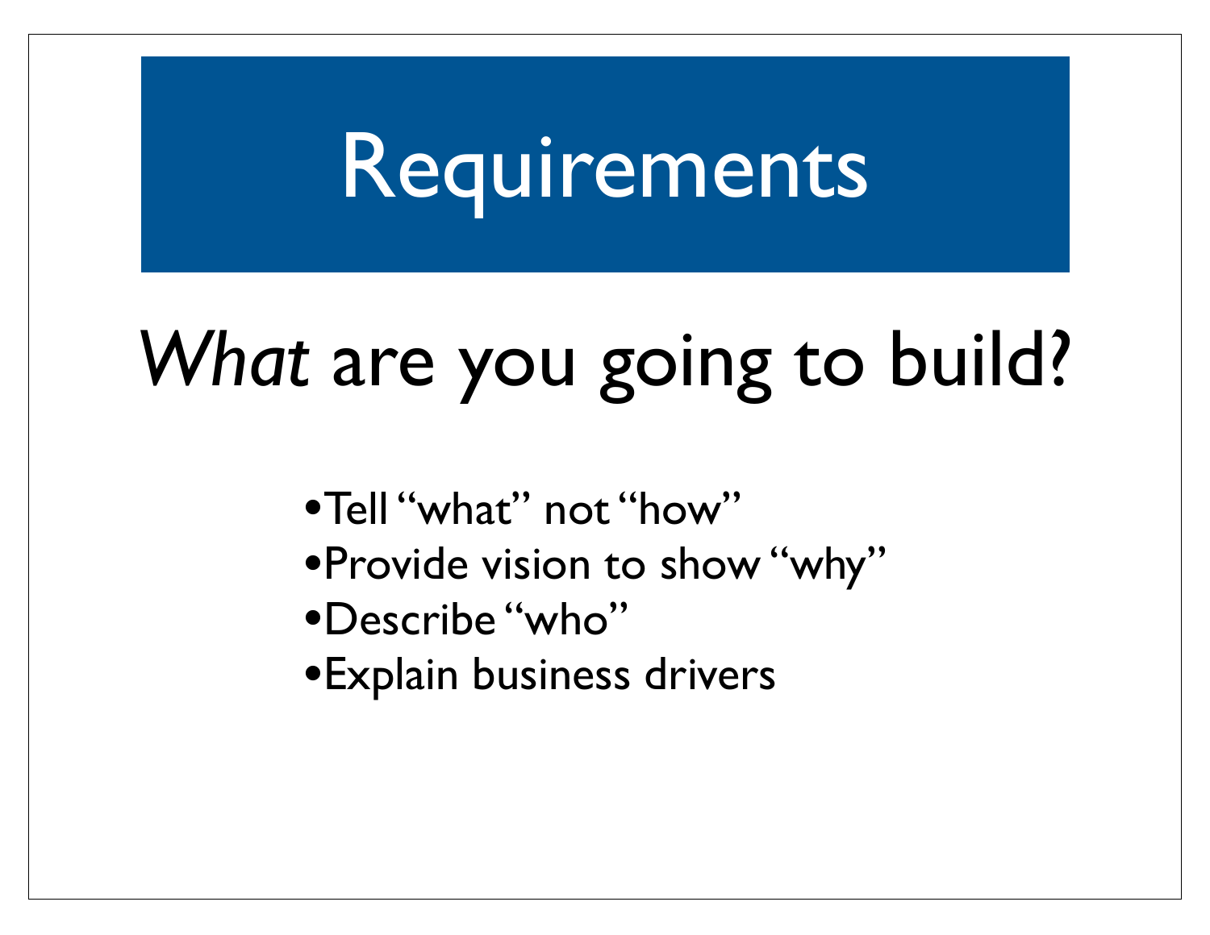# Requirements

## *What* are you going to build?

- Tell "what" not "how"
- Provide vision to show "why"
- Describe "who"
- Explain business drivers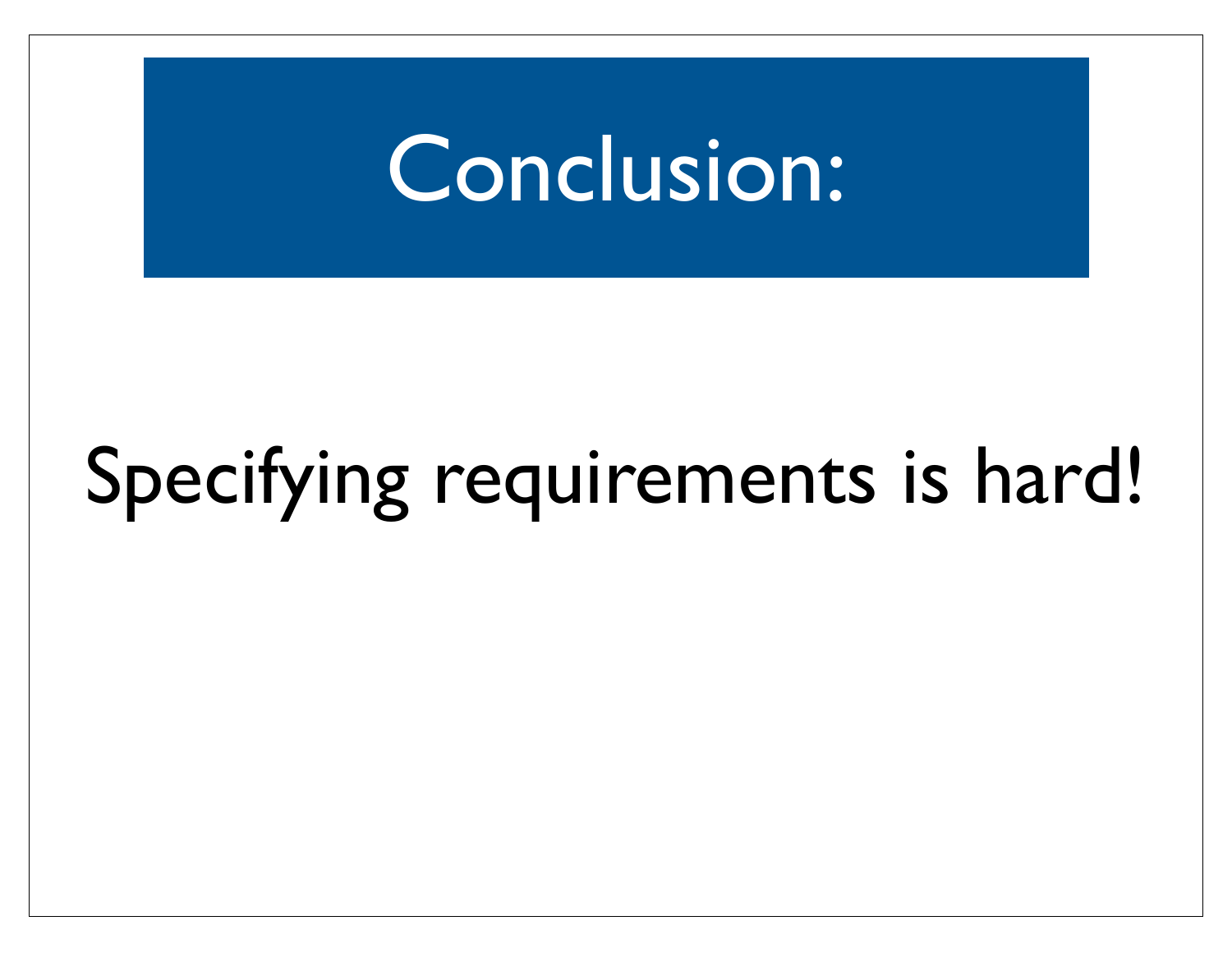# Conclusion:

Specifying requirements is hard!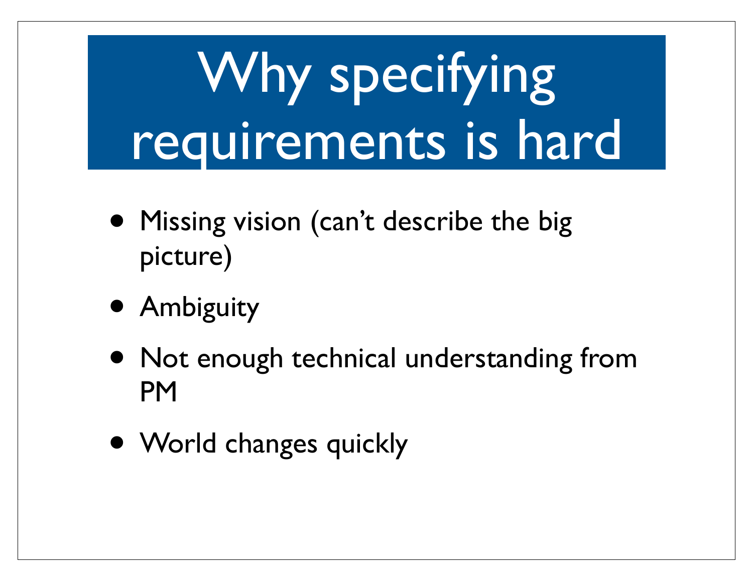# Why specifying requirements is hard

- Missing vision (can’t describe the big picture)
- Ambiguity
- Not enough technical understanding from PM
- World changes quickly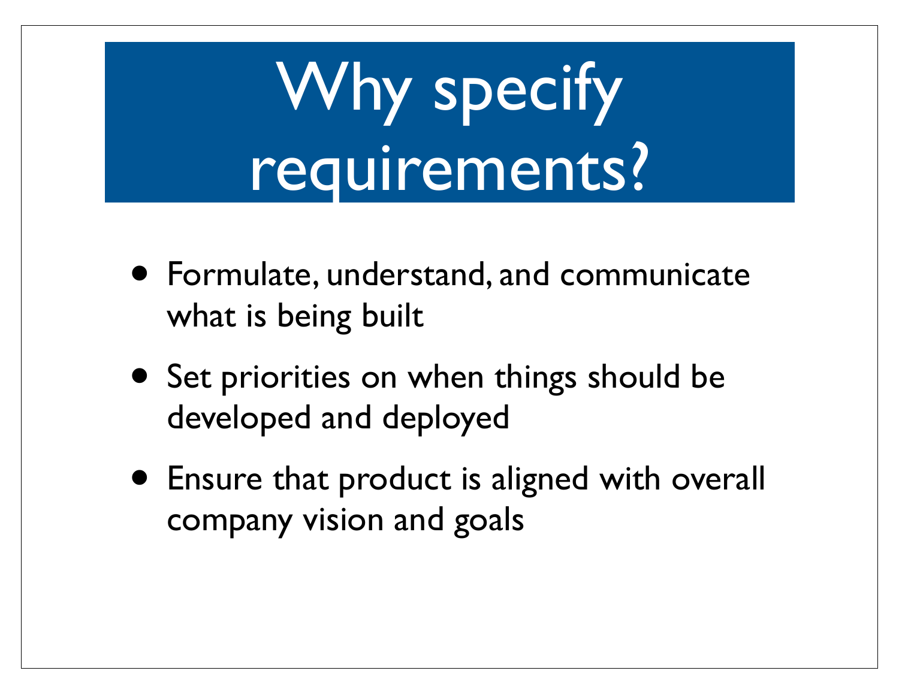# Why specify requirements?

- Formulate, understand, and communicate what is being built
- Set priorities on when things should be developed and deployed
- Ensure that product is aligned with overall company vision and goals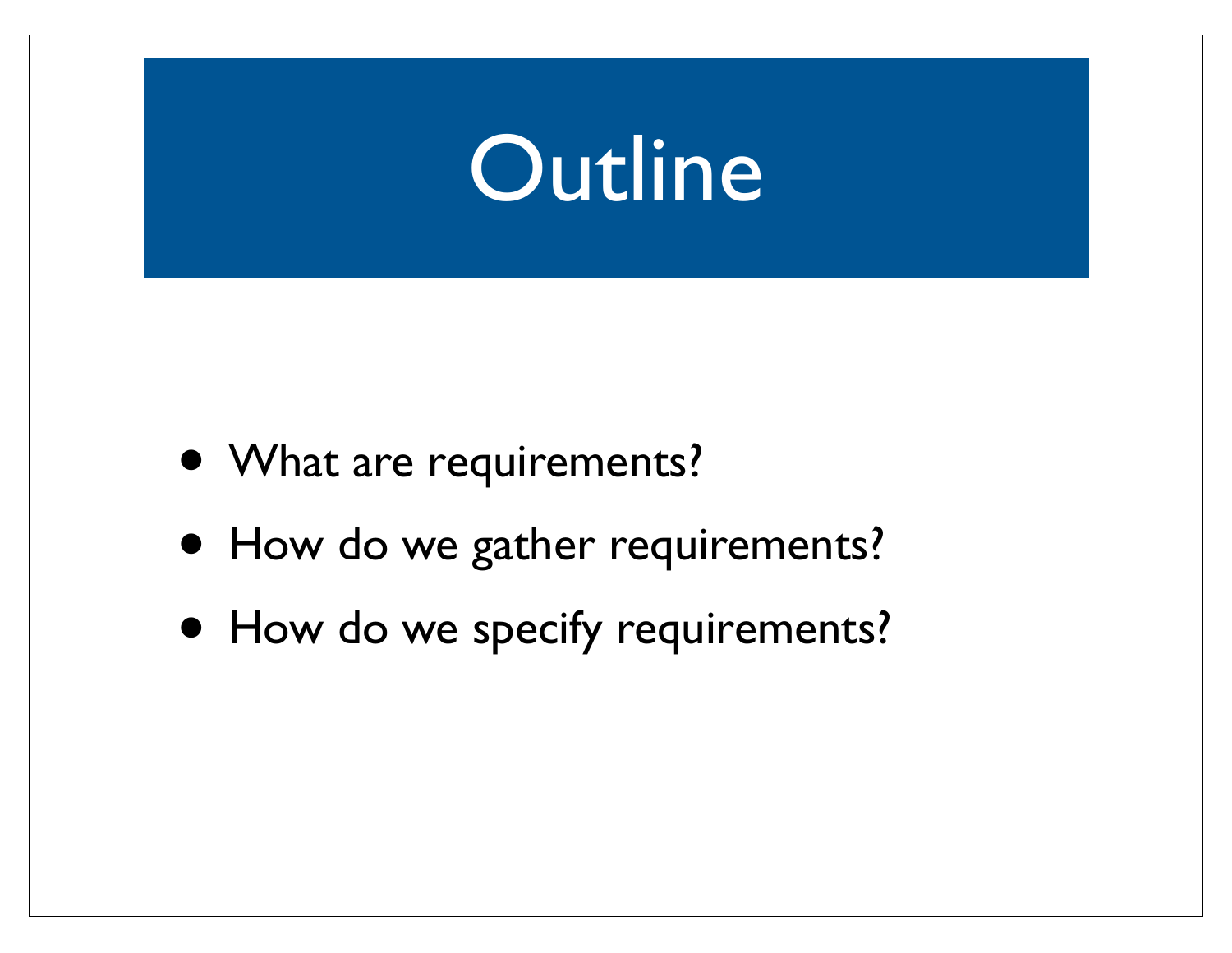# Outline

- What are requirements?
- How do we gather requirements?
- How do we specify requirements?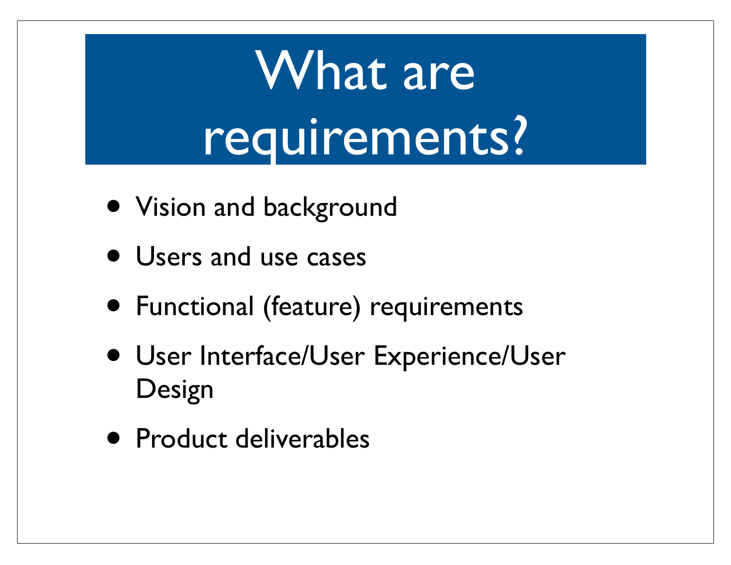# What are requirements?

- Vision and background
- Users and use cases
- Functional (feature) requirements
- User Interface/User Experience/User Design
- Product deliverables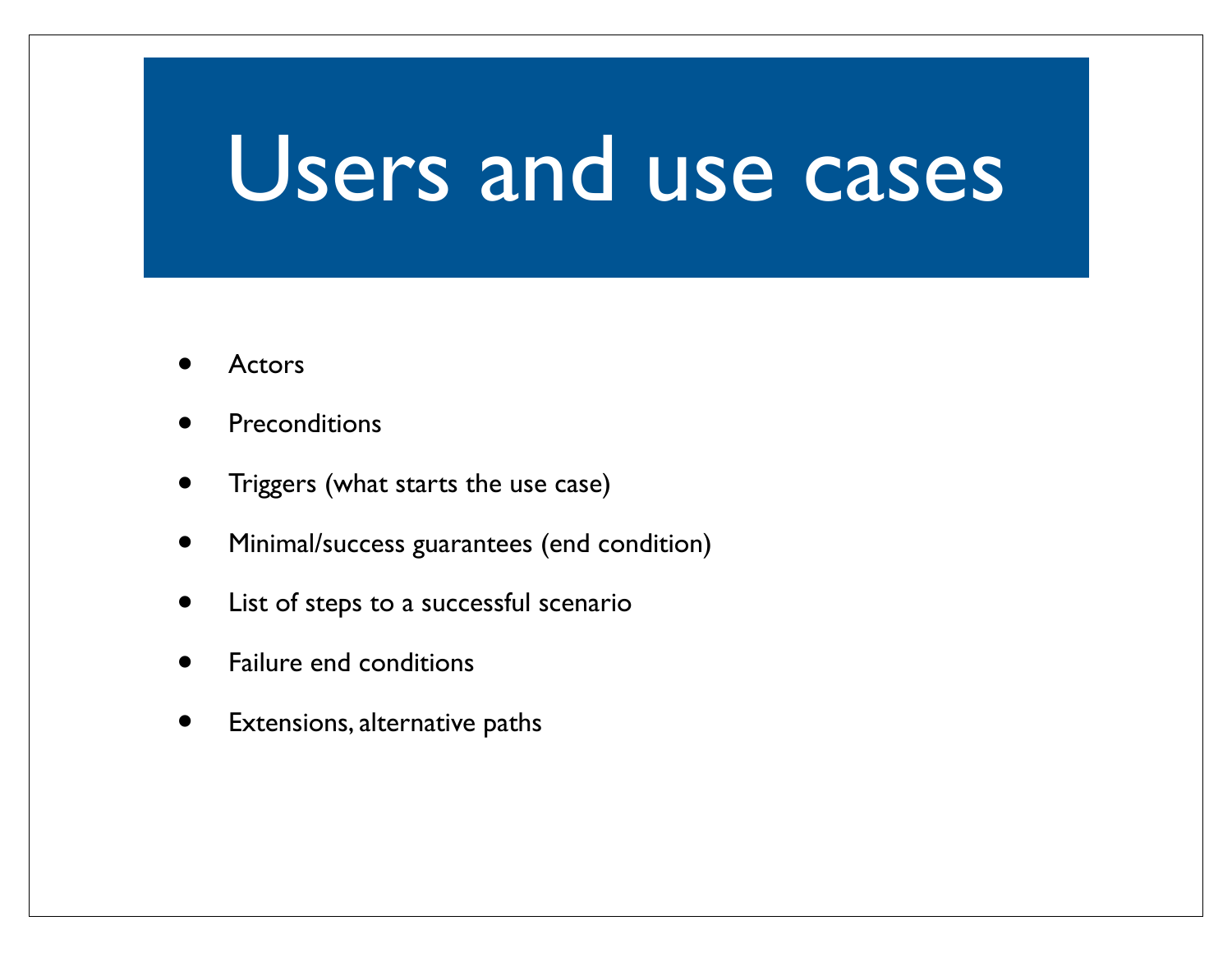# Users and use cases

- Actors
- Preconditions
- Triggers (what starts the use case)
- Minimal/success guarantees (end condition)
- List of steps to a successful scenario
- Failure end conditions
- Extensions, alternative paths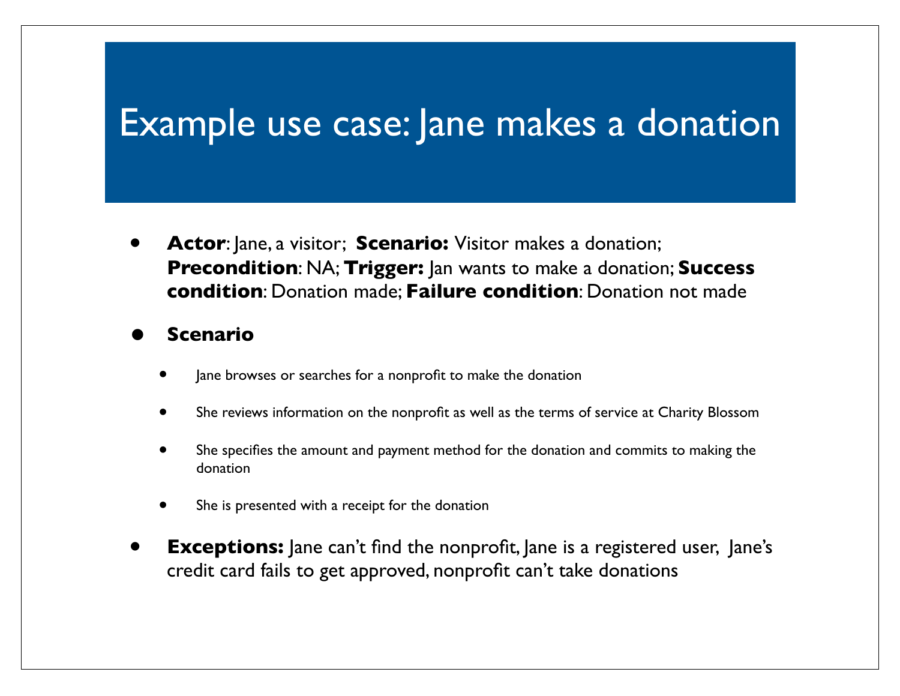# Example use case: Jane makes a donation

- **Actor**: Jane, a visitor; **Scenario:** Visitor makes a donation; **Precondition**: NA; **Trigger:** Jan wants to make a donation; **Success condition**: Donation made; **Failure condition**: Donation not made
- **Scenario**
  - Jane browses or searches for a nonprofit to make the donation
  - She reviews information on the nonprofit as well as the terms of service at Charity Blossom
  - She specifies the amount and payment method for the donation and commits to making the donation
  - She is presented with a receipt for the donation
- **Exceptions:** Jane can't find the nonprofit, Jane is a registered user, Jane's credit card fails to get approved, nonprofit can't take donations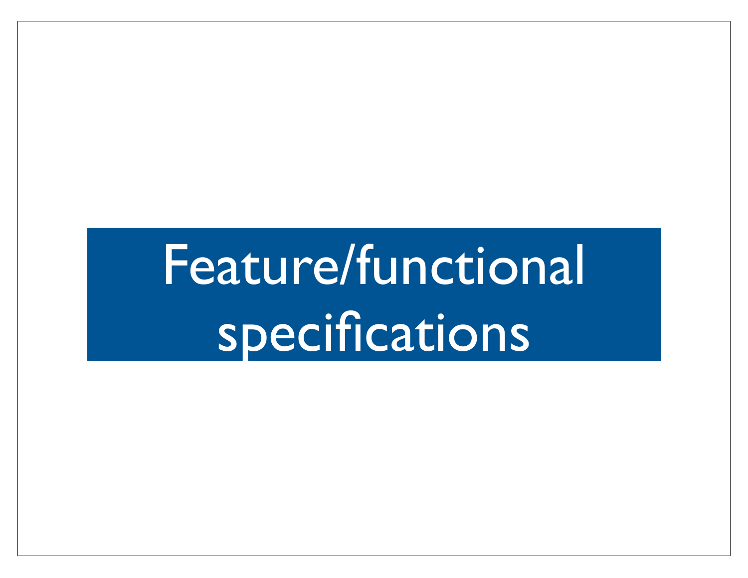# Feature/functional specifications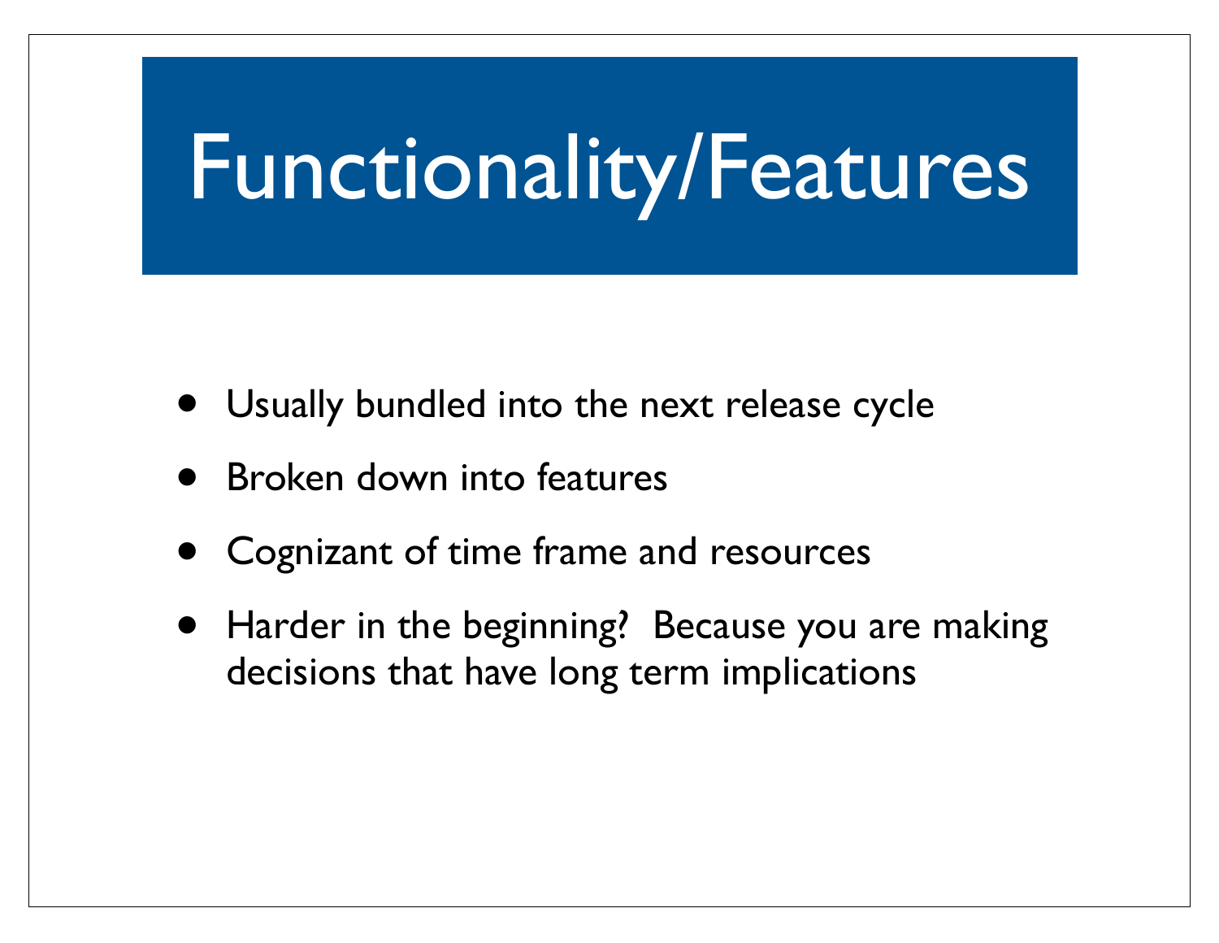# Functionality/Features

- Usually bundled into the next release cycle
- Broken down into features
- Cognizant of time frame and resources
- Harder in the beginning?  Because you are making decisions that have long term implications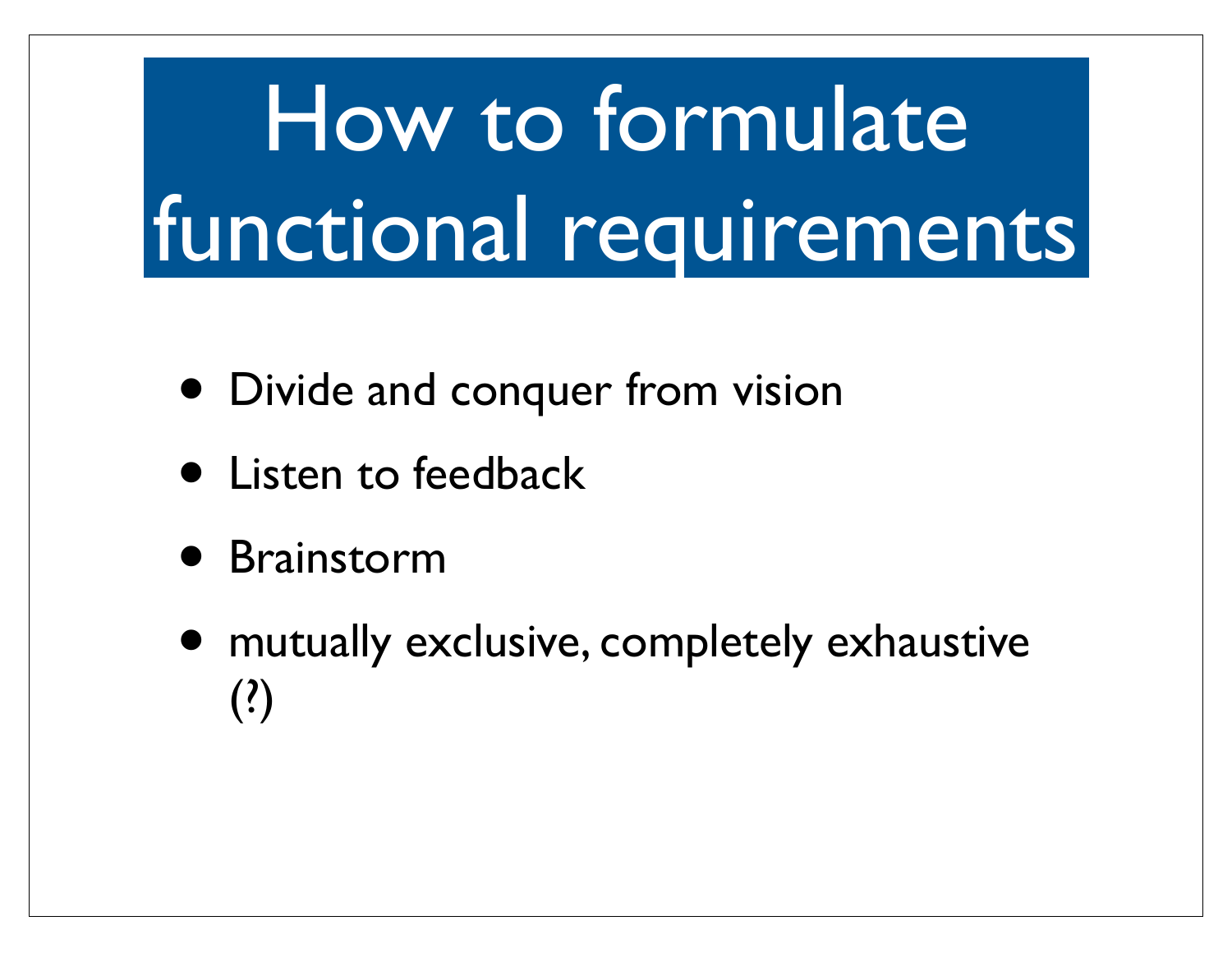# How to formulate functional requirements

- Divide and conquer from vision
- Listen to feedback
- Brainstorm
- mutually exclusive, completely exhaustive (?)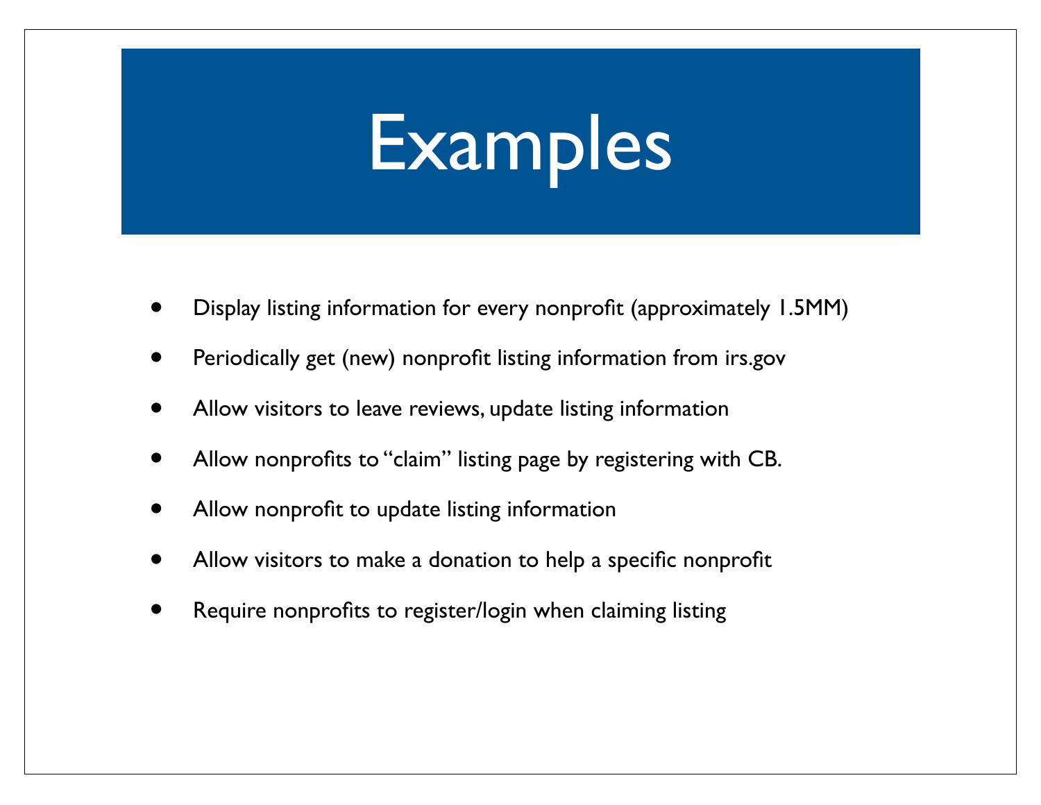# Examples

- Display listing information for every nonprofit (approximately 1.5MM)
- Periodically get (new) nonprofit listing information from irs.gov
- Allow visitors to leave reviews, update listing information
- Allow nonprofits to "claim" listing page by registering with CB.
- Allow nonprofit to update listing information
- Allow visitors to make a donation to help a specific nonprofit
- Require nonprofits to register/login when claiming listing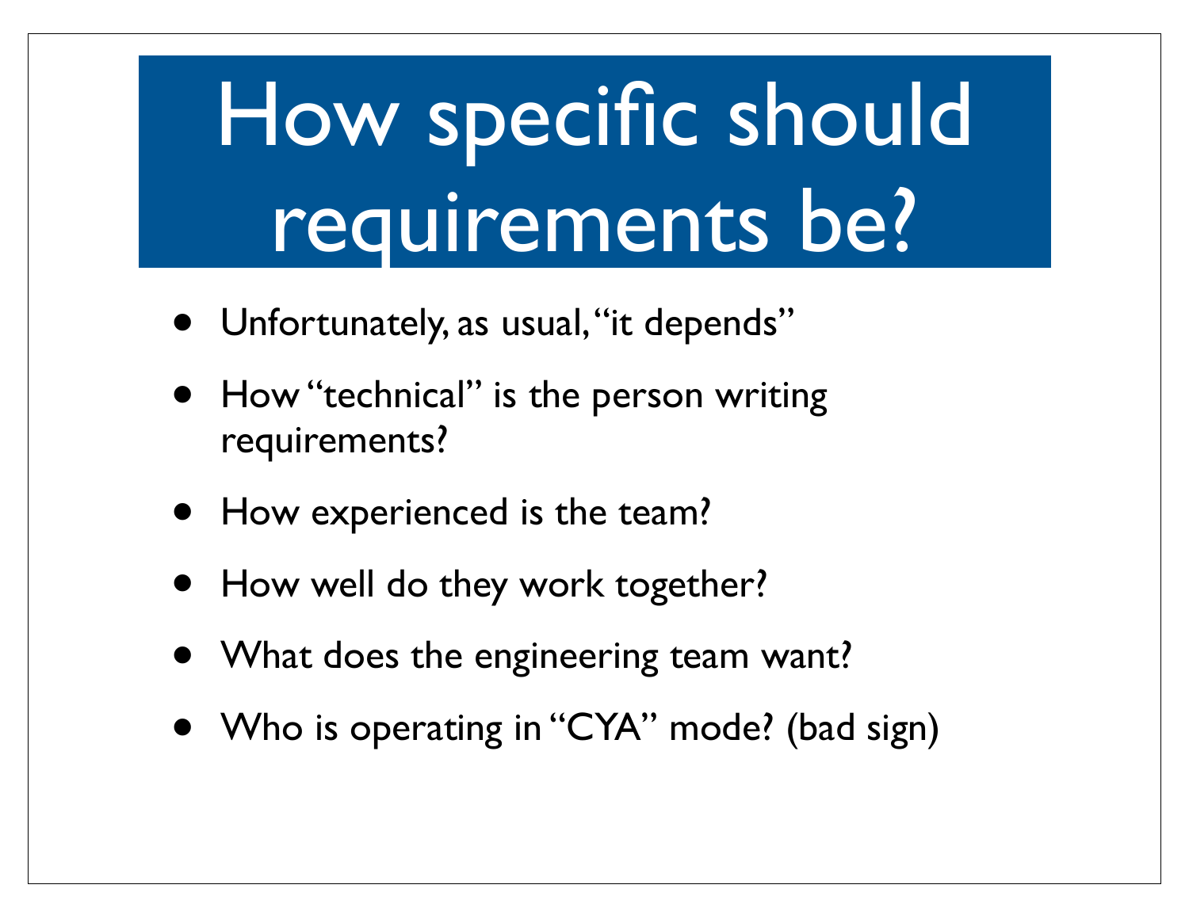# How specific should requirements be?

- Unfortunately, as usual, “it depends”
- How “technical” is the person writing requirements?
- How experienced is the team?
- How well do they work together?
- What does the engineering team want?
- Who is operating in “CYA” mode? (bad sign)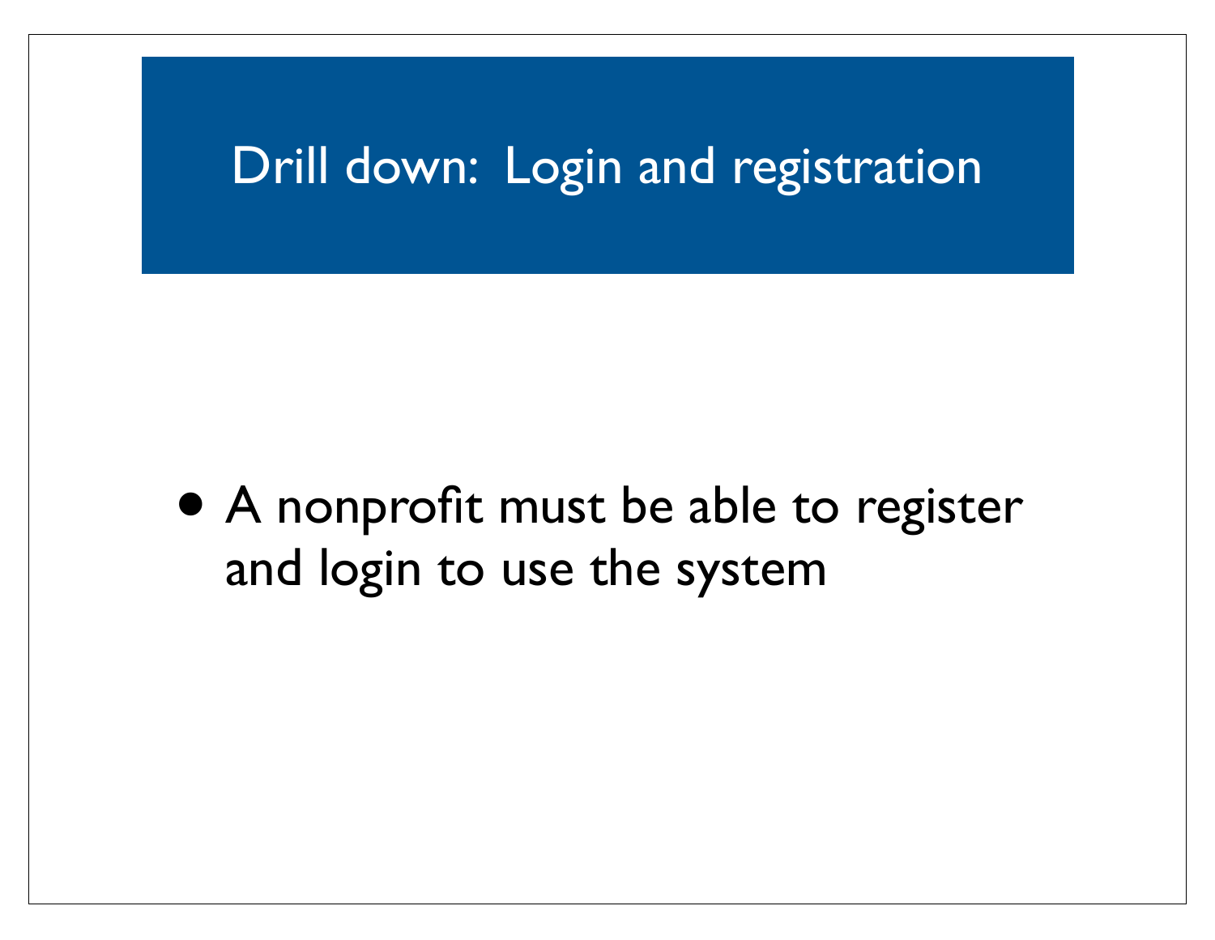# Drill down: Login and registration

- A nonprofit must be able to register and login to use the system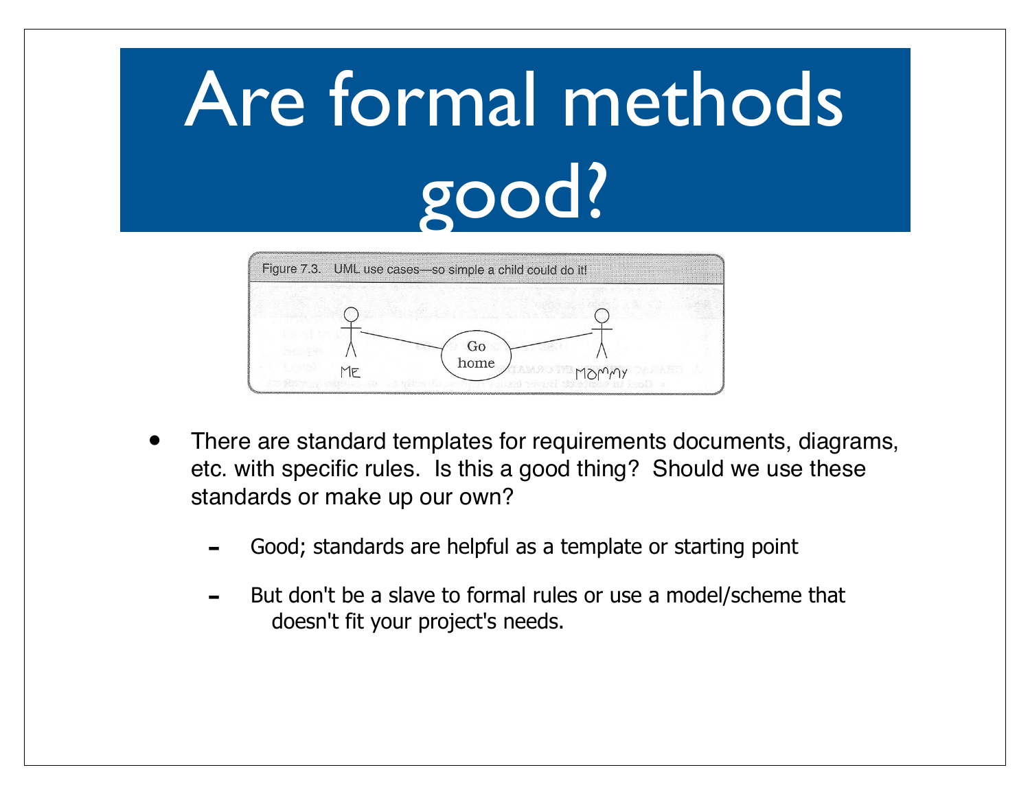# Are formal methods good?

Figure 7.3. UML use cases—so simple a child could do it!

- There are standard templates for requirements documents, diagrams, etc. with specific rules. Is this a good thing? Should we use these standards or make up our own?
  - Good; standards are helpful as a template or starting point
  - But don't be a slave to formal rules or use a model/scheme that doesn't fit your project's needs.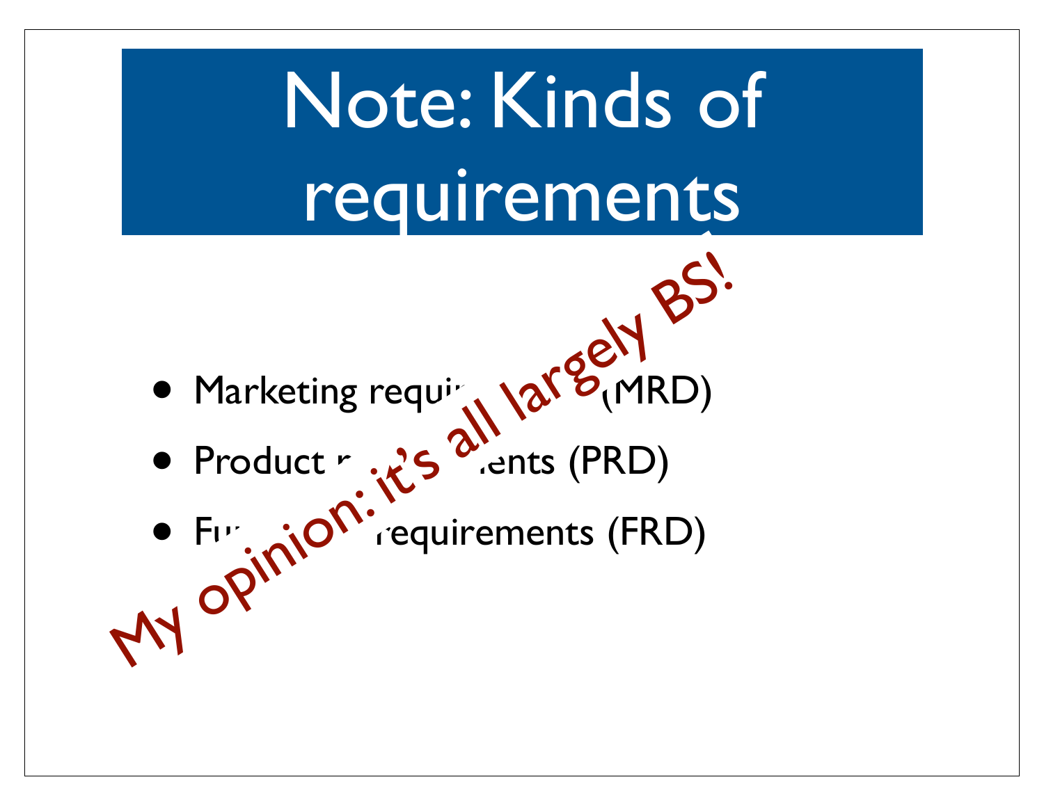# Note: Kinds of requirements

- Marketing requirements (MRD)
- Product requirements (PRD)
- Functional requirements (FRD)

My opinion: it's all largely BS!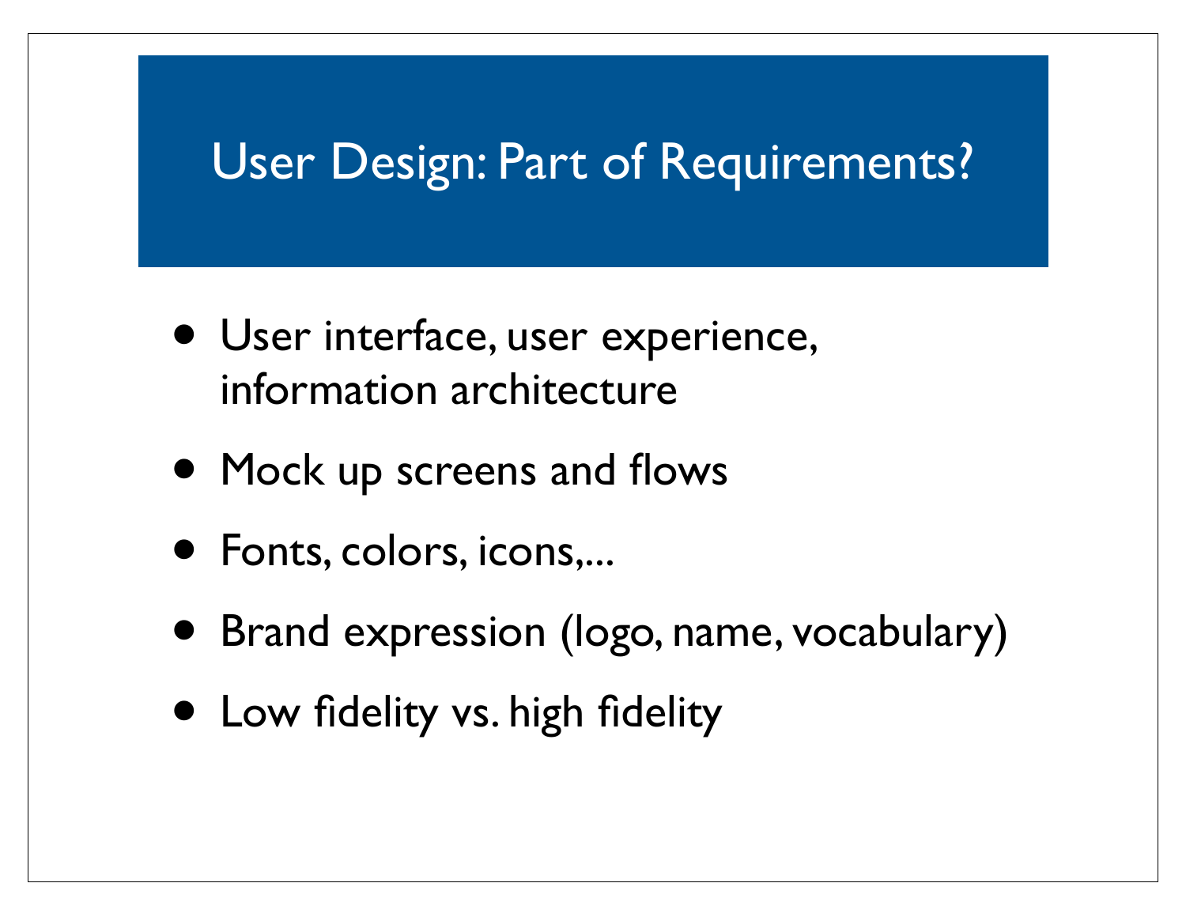# User Design: Part of Requirements?

- User interface, user experience, information architecture
- Mock up screens and flows
- Fonts, colors, icons,...
- Brand expression (logo, name, vocabulary)
- Low fidelity vs. high fidelity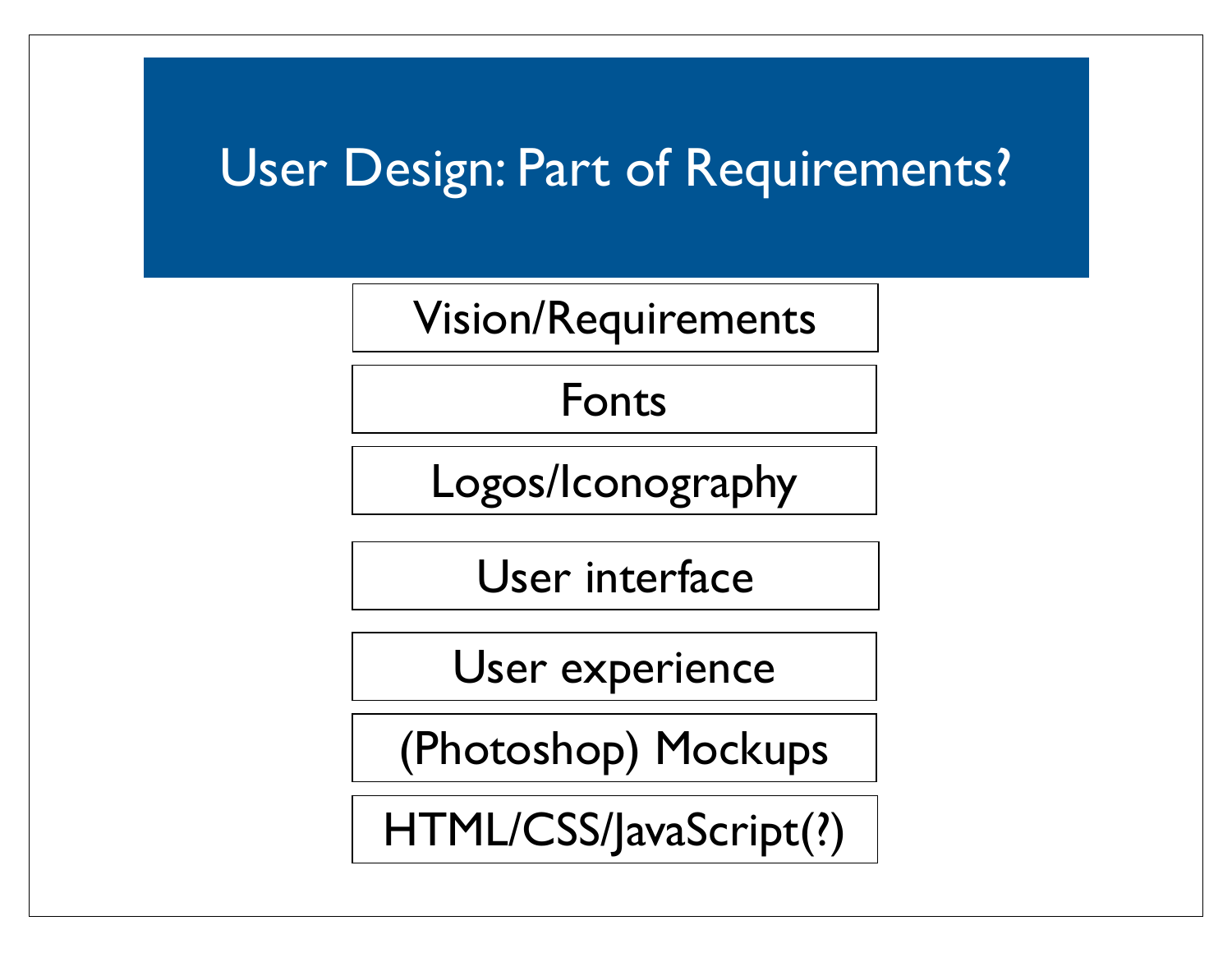# User Design: Part of Requirements?

- Vision/Requirements
- Fonts
- Logos/Iconography
- User interface
- User experience
- (Photoshop) Mockups
- HTML/CSS/JavaScript(?)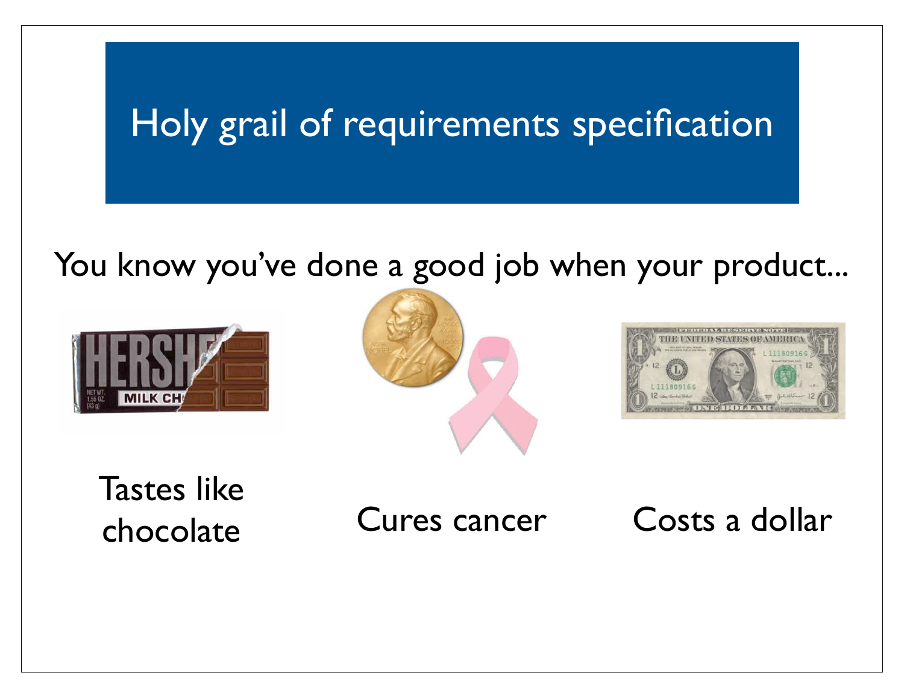# Holy grail of requirements specification

You know you've done a good job when your product...

Tastes like chocolate

Cures cancer

Costs a dollar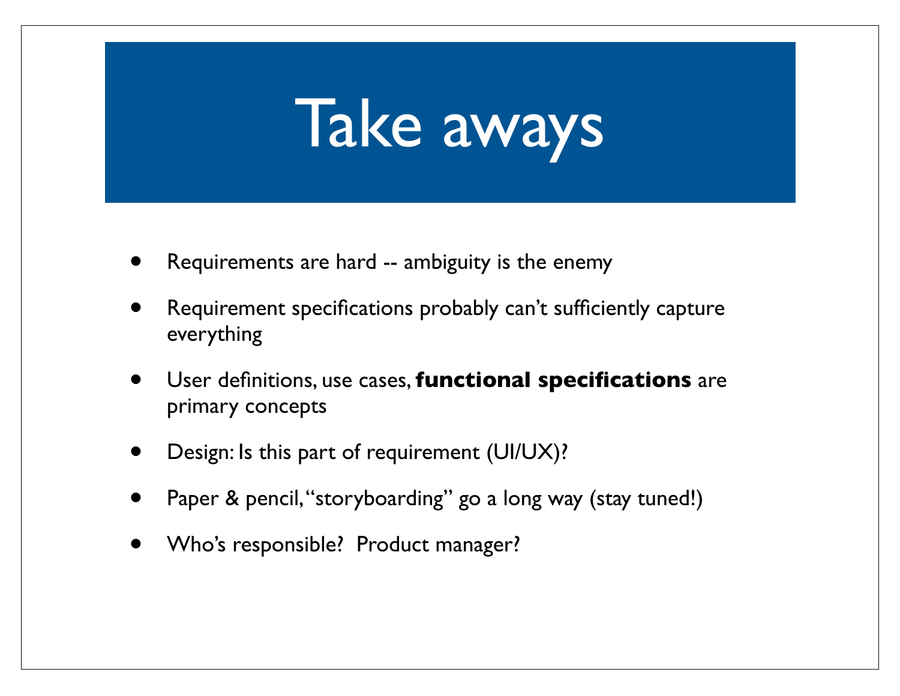# Take aways

- Requirements are hard -- ambiguity is the enemy
- Requirement specifications probably can't sufficiently capture everything
- User definitions, use cases, **functional specifications** are primary concepts
- Design: Is this part of requirement (UI/UX)?
- Paper & pencil, "storyboarding" go a long way (stay tuned!)
- Who's responsible? Product manager?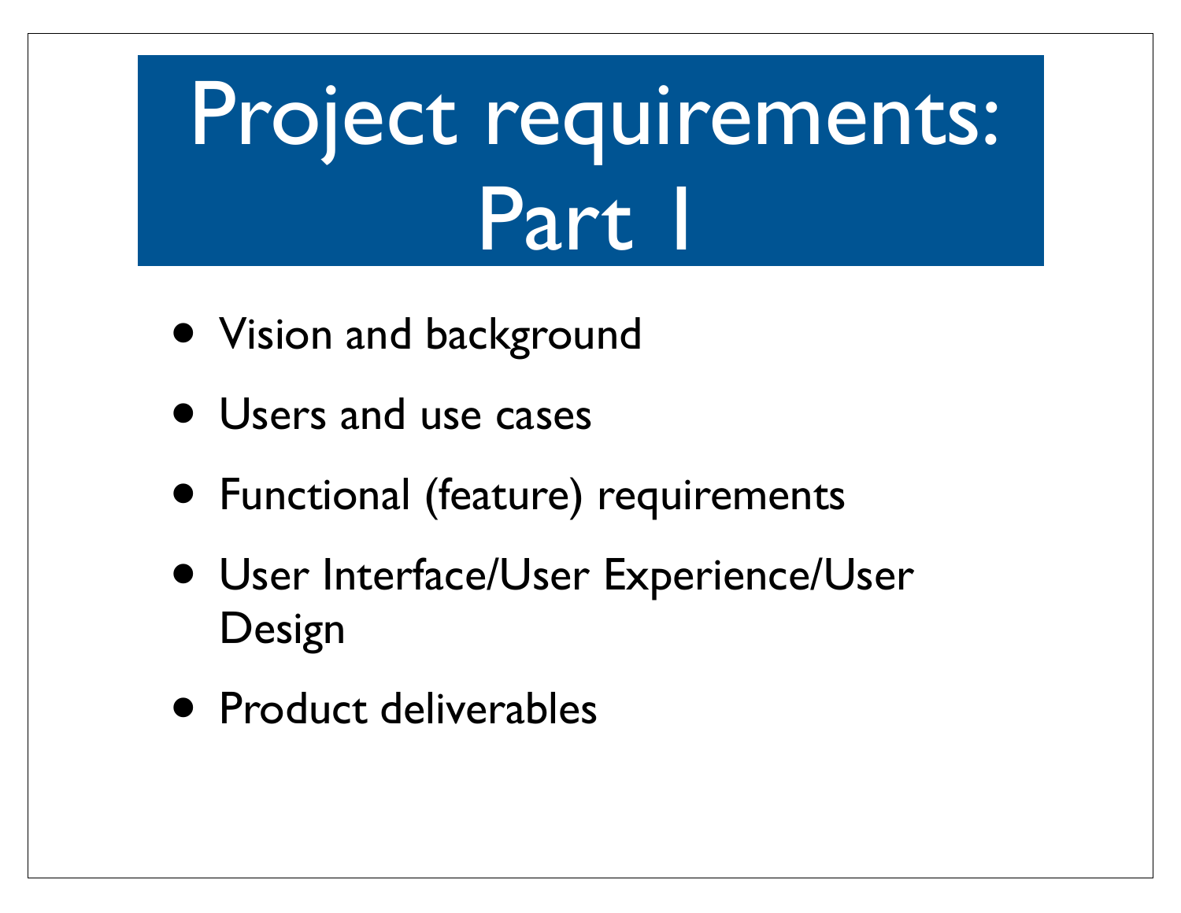# Project requirements: Part 1

- Vision and background
- Users and use cases
- Functional (feature) requirements
- User Interface/User Experience/User Design
- Product deliverables